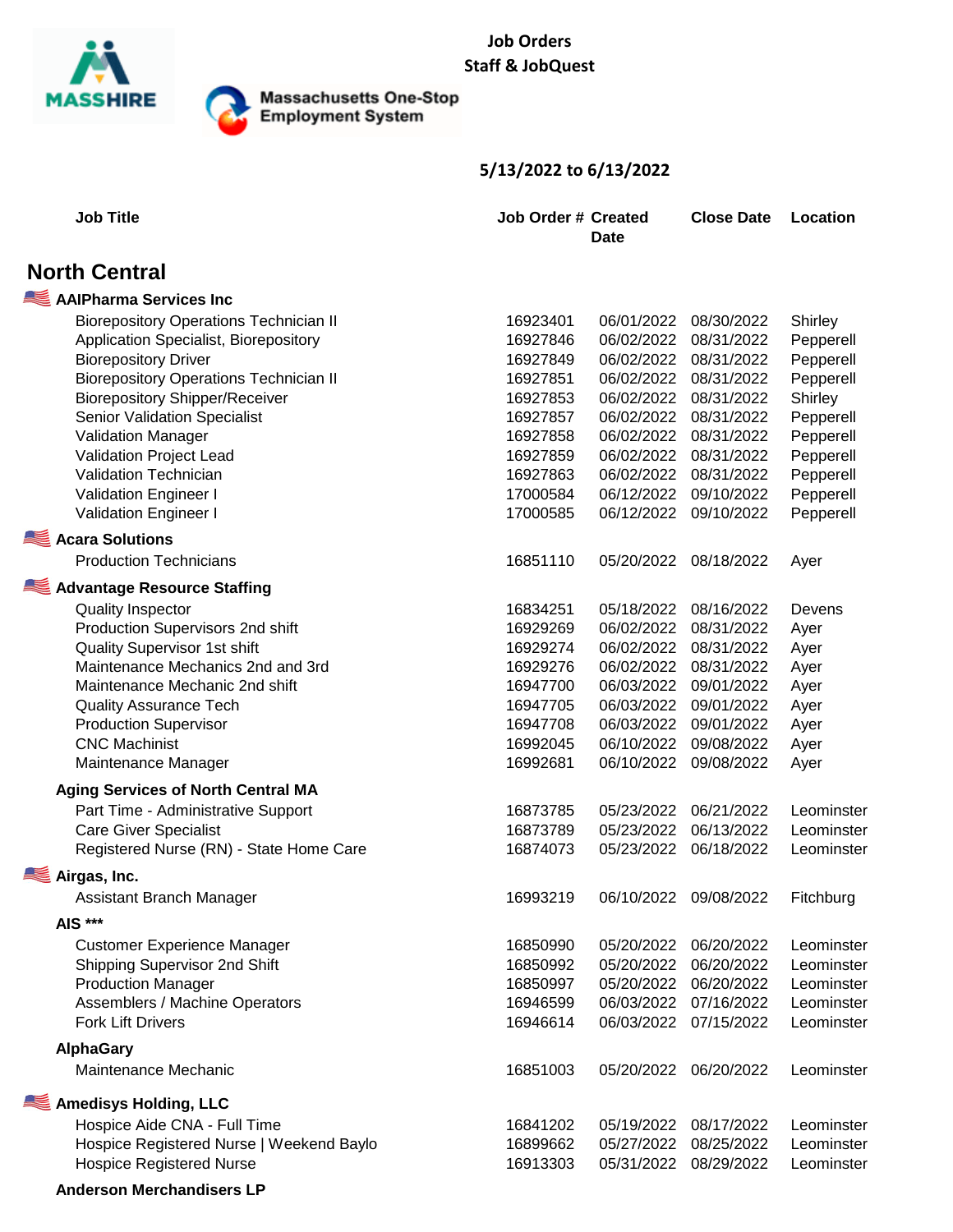# Job Orders
## Staff & JobQuest

MASSHIRE

Massachusetts One-Stop Employment System

**5/13/2022 to 6/13/2022**

| Job Title | Job Order # | Created Date | Close Date | Location |
|---|---|---|---|---|
| **North Central** | | | | |
| **AAIPharma Services Inc** | | | | |
| Biorepository Operations Technician II | 16923401 | 06/01/2022 | 08/30/2022 | Shirley |
| Application Specialist, Biorepository | 16927846 | 06/02/2022 | 08/31/2022 | Pepperell |
| Biorepository Driver | 16927849 | 06/02/2022 | 08/31/2022 | Pepperell |
| Biorepository Operations Technician II | 16927851 | 06/02/2022 | 08/31/2022 | Pepperell |
| Biorepository Shipper/Receiver | 16927853 | 06/02/2022 | 08/31/2022 | Shirley |
| Senior Validation Specialist | 16927857 | 06/02/2022 | 08/31/2022 | Pepperell |
| Validation Manager | 16927858 | 06/02/2022 | 08/31/2022 | Pepperell |
| Validation Project Lead | 16927859 | 06/02/2022 | 08/31/2022 | Pepperell |
| Validation Technician | 16927863 | 06/02/2022 | 08/31/2022 | Pepperell |
| Validation Engineer I | 17000584 | 06/12/2022 | 09/10/2022 | Pepperell |
| Validation Engineer I | 17000585 | 06/12/2022 | 09/10/2022 | Pepperell |
| **Acara Solutions** | | | | |
| Production Technicians | 16851110 | 05/20/2022 | 08/18/2022 | Ayer |
| **Advantage Resource Staffing** | | | | |
| Quality Inspector | 16834251 | 05/18/2022 | 08/16/2022 | Devens |
| Production Supervisors 2nd shift | 16929269 | 06/02/2022 | 08/31/2022 | Ayer |
| Quality Supervisor 1st shift | 16929274 | 06/02/2022 | 08/31/2022 | Ayer |
| Maintenance Mechanics 2nd and 3rd | 16929276 | 06/02/2022 | 08/31/2022 | Ayer |
| Maintenance Mechanic 2nd shift | 16947700 | 06/03/2022 | 09/01/2022 | Ayer |
| Quality Assurance Tech | 16947705 | 06/03/2022 | 09/01/2022 | Ayer |
| Production Supervisor | 16947708 | 06/03/2022 | 09/01/2022 | Ayer |
| CNC Machinist | 16992045 | 06/10/2022 | 09/08/2022 | Ayer |
| Maintenance Manager | 16992681 | 06/10/2022 | 09/08/2022 | Ayer |
| **Aging Services of North Central MA** | | | | |
| Part Time - Administrative Support | 16873785 | 05/23/2022 | 06/21/2022 | Leominster |
| Care Giver Specialist | 16873789 | 05/23/2022 | 06/13/2022 | Leominster |
| Registered Nurse (RN) - State Home Care | 16874073 | 05/23/2022 | 06/18/2022 | Leominster |
| **Airgas, Inc.** | | | | |
| Assistant Branch Manager | 16993219 | 06/10/2022 | 09/08/2022 | Fitchburg |
| **AIS *** ** | | | | |
| Customer Experience Manager | 16850990 | 05/20/2022 | 06/20/2022 | Leominster |
| Shipping Supervisor 2nd Shift | 16850992 | 05/20/2022 | 06/20/2022 | Leominster |
| Production Manager | 16850997 | 05/20/2022 | 06/20/2022 | Leominster |
| Assemblers / Machine Operators | 16946599 | 06/03/2022 | 07/16/2022 | Leominster |
| Fork Lift Drivers | 16946614 | 06/03/2022 | 07/15/2022 | Leominster |
| **AlphaGary** | | | | |
| Maintenance Mechanic | 16851003 | 05/20/2022 | 06/20/2022 | Leominster |
| **Amedisys Holding, LLC** | | | | |
| Hospice Aide CNA - Full Time | 16841202 | 05/19/2022 | 08/17/2022 | Leominster |
| Hospice Registered Nurse \| Weekend Baylo | 16899662 | 05/27/2022 | 08/25/2022 | Leominster |
| Hospice Registered Nurse | 16913303 | 05/31/2022 | 08/29/2022 | Leominster |
| **Anderson Merchandisers LP** | | | | |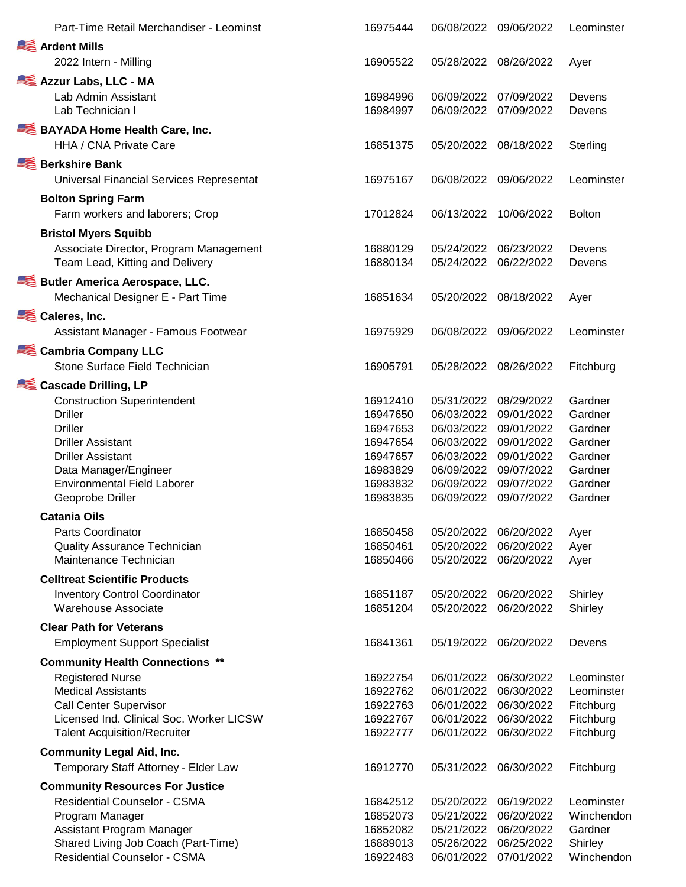| Employer / Job Title | Job ID | Posted | Expires | Location |
|---|---|---|---|---|
| Part-Time Retail Merchandiser - Leominst | 16975444 | 06/08/2022 | 09/06/2022 | Leominster |
| **Ardent Mills** | | | | |
| 2022 Intern - Milling | 16905522 | 05/28/2022 | 08/26/2022 | Ayer |
| **Azzur Labs, LLC - MA** | | | | |
| Lab Admin Assistant | 16984996 | 06/09/2022 | 07/09/2022 | Devens |
| Lab Technician I | 16984997 | 06/09/2022 | 07/09/2022 | Devens |
| **BAYADA Home Health Care, Inc.** | | | | |
| HHA / CNA Private Care | 16851375 | 05/20/2022 | 08/18/2022 | Sterling |
| **Berkshire Bank** | | | | |
| Universal Financial Services Representat | 16975167 | 06/08/2022 | 09/06/2022 | Leominster |
| **Bolton Spring Farm** | | | | |
| Farm workers and laborers; Crop | 17012824 | 06/13/2022 | 10/06/2022 | Bolton |
| **Bristol Myers Squibb** | | | | |
| Associate Director, Program Management | 16880129 | 05/24/2022 | 06/23/2022 | Devens |
| Team Lead, Kitting and Delivery | 16880134 | 05/24/2022 | 06/22/2022 | Devens |
| **Butler America Aerospace, LLC.** | | | | |
| Mechanical Designer E - Part Time | 16851634 | 05/20/2022 | 08/18/2022 | Ayer |
| **Caleres, Inc.** | | | | |
| Assistant Manager - Famous Footwear | 16975929 | 06/08/2022 | 09/06/2022 | Leominster |
| **Cambria Company LLC** | | | | |
| Stone Surface Field Technician | 16905791 | 05/28/2022 | 08/26/2022 | Fitchburg |
| **Cascade Drilling, LP** | | | | |
| Construction Superintendent | 16912410 | 05/31/2022 | 08/29/2022 | Gardner |
| Driller | 16947650 | 06/03/2022 | 09/01/2022 | Gardner |
| Driller | 16947653 | 06/03/2022 | 09/01/2022 | Gardner |
| Driller Assistant | 16947654 | 06/03/2022 | 09/01/2022 | Gardner |
| Driller Assistant | 16947657 | 06/03/2022 | 09/01/2022 | Gardner |
| Data Manager/Engineer | 16983829 | 06/09/2022 | 09/07/2022 | Gardner |
| Environmental Field Laborer | 16983832 | 06/09/2022 | 09/07/2022 | Gardner |
| Geoprobe Driller | 16983835 | 06/09/2022 | 09/07/2022 | Gardner |
| **Catania Oils** | | | | |
| Parts Coordinator | 16850458 | 05/20/2022 | 06/20/2022 | Ayer |
| Quality Assurance Technician | 16850461 | 05/20/2022 | 06/20/2022 | Ayer |
| Maintenance Technician | 16850466 | 05/20/2022 | 06/20/2022 | Ayer |
| **Celltreat Scientific Products** | | | | |
| Inventory Control Coordinator | 16851187 | 05/20/2022 | 06/20/2022 | Shirley |
| Warehouse Associate | 16851204 | 05/20/2022 | 06/20/2022 | Shirley |
| **Clear Path for Veterans** | | | | |
| Employment Support Specialist | 16841361 | 05/19/2022 | 06/20/2022 | Devens |
| **Community Health Connections \*\*** | | | | |
| Registered Nurse | 16922754 | 06/01/2022 | 06/30/2022 | Leominster |
| Medical Assistants | 16922762 | 06/01/2022 | 06/30/2022 | Leominster |
| Call Center Supervisor | 16922763 | 06/01/2022 | 06/30/2022 | Fitchburg |
| Licensed Ind. Clinical Soc. Worker LICSW | 16922767 | 06/01/2022 | 06/30/2022 | Fitchburg |
| Talent Acquisition/Recruiter | 16922777 | 06/01/2022 | 06/30/2022 | Fitchburg |
| **Community Legal Aid, Inc.** | | | | |
| Temporary Staff Attorney - Elder Law | 16912770 | 05/31/2022 | 06/30/2022 | Fitchburg |
| **Community Resources For Justice** | | | | |
| Residential Counselor - CSMA | 16842512 | 05/20/2022 | 06/19/2022 | Leominster |
| Program Manager | 16852073 | 05/21/2022 | 06/20/2022 | Winchendon |
| Assistant Program Manager | 16852082 | 05/21/2022 | 06/20/2022 | Gardner |
| Shared Living Job Coach (Part-Time) | 16889013 | 05/26/2022 | 06/25/2022 | Shirley |
| Residential Counselor - CSMA | 16922483 | 06/01/2022 | 07/01/2022 | Winchendon |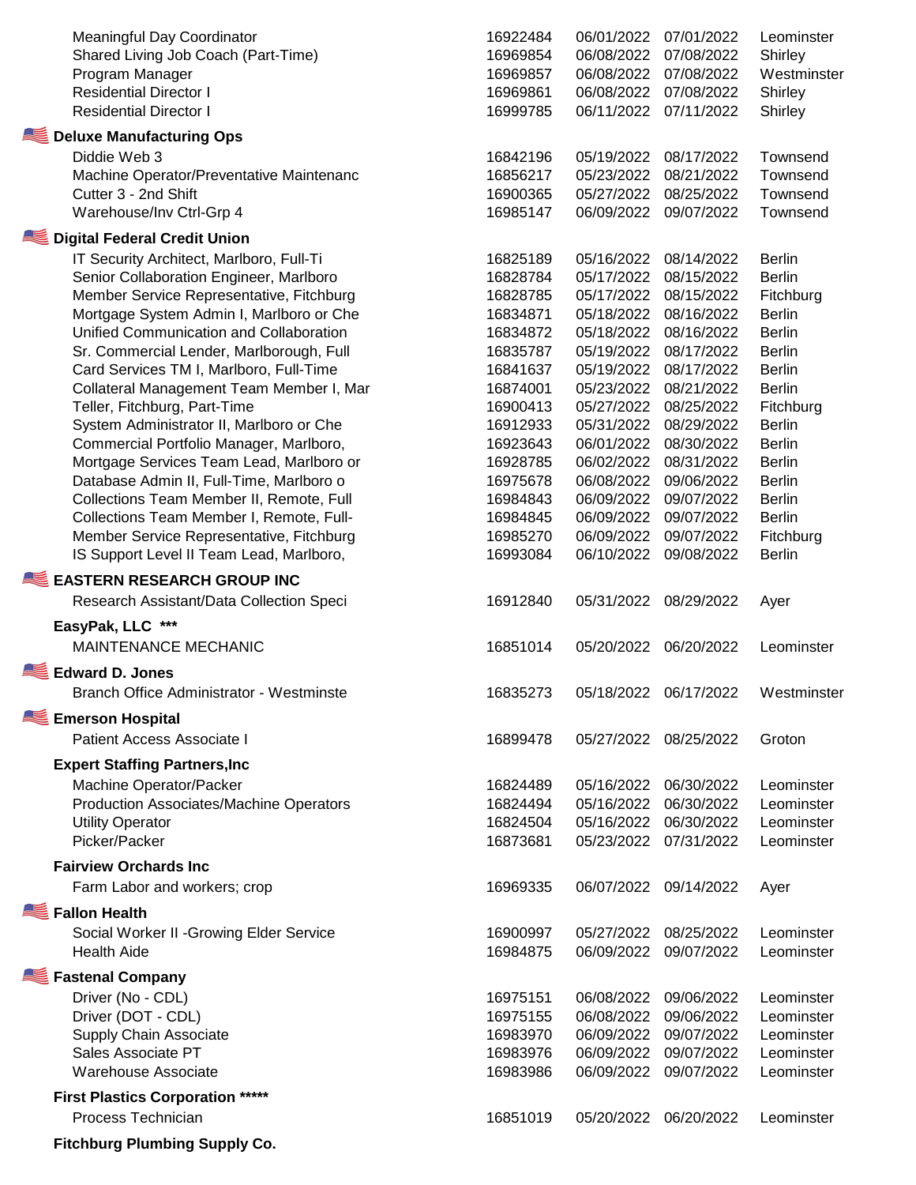| Job Title | Job ID | Open Date | Close Date | Location |
|---|---|---|---|---|
| Meaningful Day Coordinator | 16922484 | 06/01/2022 | 07/01/2022 | Leominster |
| Shared Living Job Coach (Part-Time) | 16969854 | 06/08/2022 | 07/08/2022 | Shirley |
| Program Manager | 16969857 | 06/08/2022 | 07/08/2022 | Westminster |
| Residential Director I | 16969861 | 06/08/2022 | 07/08/2022 | Shirley |
| Residential Director I | 16999785 | 06/11/2022 | 07/11/2022 | Shirley |

**Deluxe Manufacturing Ops**

| Job Title | Job ID | Open Date | Close Date | Location |
|---|---|---|---|---|
| Diddie Web 3 | 16842196 | 05/19/2022 | 08/17/2022 | Townsend |
| Machine Operator/Preventative Maintenanc | 16856217 | 05/23/2022 | 08/21/2022 | Townsend |
| Cutter 3 - 2nd Shift | 16900365 | 05/27/2022 | 08/25/2022 | Townsend |
| Warehouse/Inv Ctrl-Grp 4 | 16985147 | 06/09/2022 | 09/07/2022 | Townsend |

**Digital Federal Credit Union**

| Job Title | Job ID | Open Date | Close Date | Location |
|---|---|---|---|---|
| IT Security Architect, Marlboro, Full-Ti | 16825189 | 05/16/2022 | 08/14/2022 | Berlin |
| Senior Collaboration Engineer, Marlboro | 16828784 | 05/17/2022 | 08/15/2022 | Berlin |
| Member Service Representative, Fitchburg | 16828785 | 05/17/2022 | 08/15/2022 | Fitchburg |
| Mortgage System Admin I, Marlboro or Che | 16834871 | 05/18/2022 | 08/16/2022 | Berlin |
| Unified Communication and Collaboration | 16834872 | 05/18/2022 | 08/16/2022 | Berlin |
| Sr. Commercial Lender, Marlborough, Full | 16835787 | 05/19/2022 | 08/17/2022 | Berlin |
| Card Services TM I, Marlboro, Full-Time | 16841637 | 05/19/2022 | 08/17/2022 | Berlin |
| Collateral Management Team Member I, Mar | 16874001 | 05/23/2022 | 08/21/2022 | Berlin |
| Teller, Fitchburg, Part-Time | 16900413 | 05/27/2022 | 08/25/2022 | Fitchburg |
| System Administrator II, Marlboro or Che | 16912933 | 05/31/2022 | 08/29/2022 | Berlin |
| Commercial Portfolio Manager, Marlboro, | 16923643 | 06/01/2022 | 08/30/2022 | Berlin |
| Mortgage Services Team Lead, Marlboro or | 16928785 | 06/02/2022 | 08/31/2022 | Berlin |
| Database Admin II, Full-Time, Marlboro o | 16975678 | 06/08/2022 | 09/06/2022 | Berlin |
| Collections Team Member II, Remote, Full | 16984843 | 06/09/2022 | 09/07/2022 | Berlin |
| Collections Team Member I, Remote, Full- | 16984845 | 06/09/2022 | 09/07/2022 | Berlin |
| Member Service Representative, Fitchburg | 16985270 | 06/09/2022 | 09/07/2022 | Fitchburg |
| IS Support Level II Team Lead, Marlboro, | 16993084 | 06/10/2022 | 09/08/2022 | Berlin |

**EASTERN RESEARCH GROUP INC**

| Job Title | Job ID | Open Date | Close Date | Location |
|---|---|---|---|---|
| Research Assistant/Data Collection Speci | 16912840 | 05/31/2022 | 08/29/2022 | Ayer |

**EasyPak, LLC ***

| Job Title | Job ID | Open Date | Close Date | Location |
|---|---|---|---|---|
| MAINTENANCE MECHANIC | 16851014 | 05/20/2022 | 06/20/2022 | Leominster |

**Edward D. Jones**

| Job Title | Job ID | Open Date | Close Date | Location |
|---|---|---|---|---|
| Branch Office Administrator - Westminste | 16835273 | 05/18/2022 | 06/17/2022 | Westminster |

**Emerson Hospital**

| Job Title | Job ID | Open Date | Close Date | Location |
|---|---|---|---|---|
| Patient Access Associate I | 16899478 | 05/27/2022 | 08/25/2022 | Groton |

**Expert Staffing Partners,Inc**

| Job Title | Job ID | Open Date | Close Date | Location |
|---|---|---|---|---|
| Machine Operator/Packer | 16824489 | 05/16/2022 | 06/30/2022 | Leominster |
| Production Associates/Machine Operators | 16824494 | 05/16/2022 | 06/30/2022 | Leominster |
| Utility Operator | 16824504 | 05/16/2022 | 06/30/2022 | Leominster |
| Picker/Packer | 16873681 | 05/23/2022 | 07/31/2022 | Leominster |

**Fairview Orchards Inc**

| Job Title | Job ID | Open Date | Close Date | Location |
|---|---|---|---|---|
| Farm Labor and workers; crop | 16969335 | 06/07/2022 | 09/14/2022 | Ayer |

**Fallon Health**

| Job Title | Job ID | Open Date | Close Date | Location |
|---|---|---|---|---|
| Social Worker II -Growing Elder Service | 16900997 | 05/27/2022 | 08/25/2022 | Leominster |
| Health Aide | 16984875 | 06/09/2022 | 09/07/2022 | Leominster |

**Fastenal Company**

| Job Title | Job ID | Open Date | Close Date | Location |
|---|---|---|---|---|
| Driver (No - CDL) | 16975151 | 06/08/2022 | 09/06/2022 | Leominster |
| Driver (DOT - CDL) | 16975155 | 06/08/2022 | 09/06/2022 | Leominster |
| Supply Chain Associate | 16983970 | 06/09/2022 | 09/07/2022 | Leominster |
| Sales Associate PT | 16983976 | 06/09/2022 | 09/07/2022 | Leominster |
| Warehouse Associate | 16983986 | 06/09/2022 | 09/07/2022 | Leominster |

**First Plastics Corporation *****

| Job Title | Job ID | Open Date | Close Date | Location |
|---|---|---|---|---|
| Process Technician | 16851019 | 05/20/2022 | 06/20/2022 | Leominster |

**Fitchburg Plumbing Supply Co.**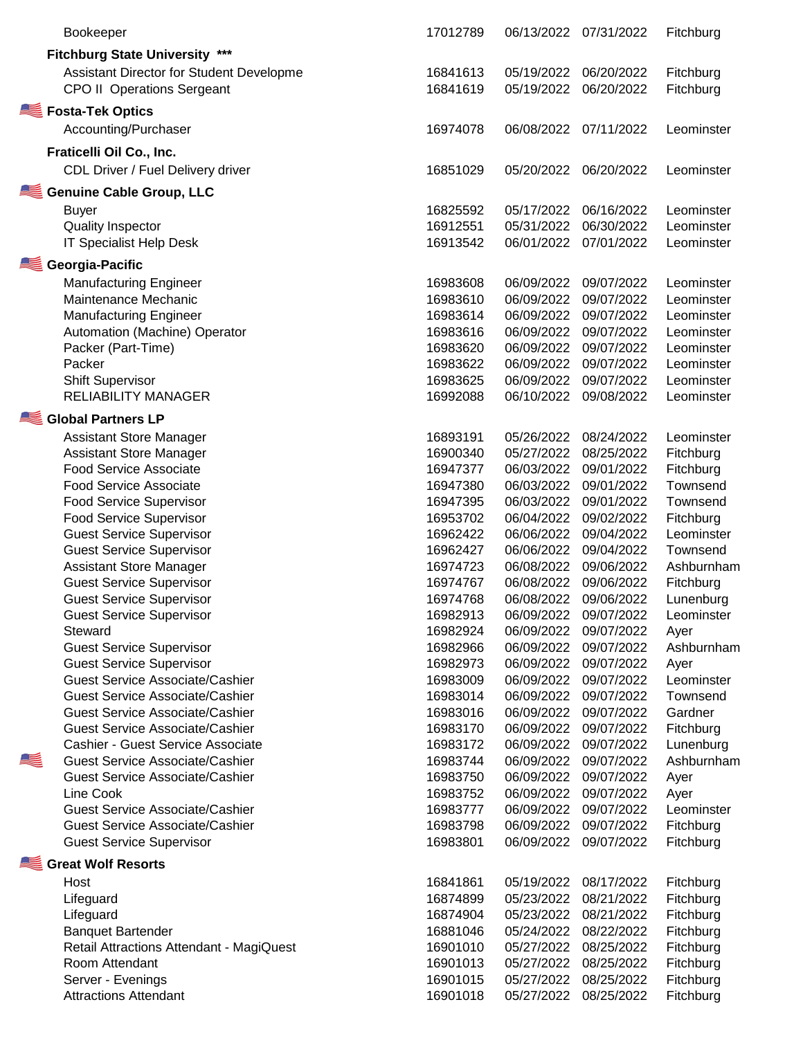| Job Title | Job ID | Posted | Expires | Location |
|---|---|---|---|---|
| Bookeeper | 17012789 | 06/13/2022 | 07/31/2022 | Fitchburg |
| **Fitchburg State University** *** | | | | |
| Assistant Director for Student Developme | 16841613 | 05/19/2022 | 06/20/2022 | Fitchburg |
| CPO II  Operations Sergeant | 16841619 | 05/19/2022 | 06/20/2022 | Fitchburg |
| **Fosta-Tek Optics** | | | | |
| Accounting/Purchaser | 16974078 | 06/08/2022 | 07/11/2022 | Leominster |
| **Fraticelli Oil Co., Inc.** | | | | |
| CDL Driver / Fuel Delivery driver | 16851029 | 05/20/2022 | 06/20/2022 | Leominster |
| **Genuine Cable Group, LLC** | | | | |
| Buyer | 16825592 | 05/17/2022 | 06/16/2022 | Leominster |
| Quality Inspector | 16912551 | 05/31/2022 | 06/30/2022 | Leominster |
| IT Specialist Help Desk | 16913542 | 06/01/2022 | 07/01/2022 | Leominster |
| **Georgia-Pacific** | | | | |
| Manufacturing Engineer | 16983608 | 06/09/2022 | 09/07/2022 | Leominster |
| Maintenance Mechanic | 16983610 | 06/09/2022 | 09/07/2022 | Leominster |
| Manufacturing Engineer | 16983614 | 06/09/2022 | 09/07/2022 | Leominster |
| Automation (Machine) Operator | 16983616 | 06/09/2022 | 09/07/2022 | Leominster |
| Packer (Part-Time) | 16983620 | 06/09/2022 | 09/07/2022 | Leominster |
| Packer | 16983622 | 06/09/2022 | 09/07/2022 | Leominster |
| Shift Supervisor | 16983625 | 06/09/2022 | 09/07/2022 | Leominster |
| RELIABILITY MANAGER | 16992088 | 06/10/2022 | 09/08/2022 | Leominster |
| **Global Partners LP** | | | | |
| Assistant Store Manager | 16893191 | 05/26/2022 | 08/24/2022 | Leominster |
| Assistant Store Manager | 16900340 | 05/27/2022 | 08/25/2022 | Fitchburg |
| Food Service Associate | 16947377 | 06/03/2022 | 09/01/2022 | Fitchburg |
| Food Service Associate | 16947380 | 06/03/2022 | 09/01/2022 | Townsend |
| Food Service Supervisor | 16947395 | 06/03/2022 | 09/01/2022 | Townsend |
| Food Service Supervisor | 16953702 | 06/04/2022 | 09/02/2022 | Fitchburg |
| Guest Service Supervisor | 16962422 | 06/06/2022 | 09/04/2022 | Leominster |
| Guest Service Supervisor | 16962427 | 06/06/2022 | 09/04/2022 | Townsend |
| Assistant Store Manager | 16974723 | 06/08/2022 | 09/06/2022 | Ashburnham |
| Guest Service Supervisor | 16974767 | 06/08/2022 | 09/06/2022 | Fitchburg |
| Guest Service Supervisor | 16974768 | 06/08/2022 | 09/06/2022 | Lunenburg |
| Guest Service Supervisor | 16982913 | 06/09/2022 | 09/07/2022 | Leominster |
| Steward | 16982924 | 06/09/2022 | 09/07/2022 | Ayer |
| Guest Service Supervisor | 16982966 | 06/09/2022 | 09/07/2022 | Ashburnham |
| Guest Service Supervisor | 16982973 | 06/09/2022 | 09/07/2022 | Ayer |
| Guest Service Associate/Cashier | 16983009 | 06/09/2022 | 09/07/2022 | Leominster |
| Guest Service Associate/Cashier | 16983014 | 06/09/2022 | 09/07/2022 | Townsend |
| Guest Service Associate/Cashier | 16983016 | 06/09/2022 | 09/07/2022 | Gardner |
| Guest Service Associate/Cashier | 16983170 | 06/09/2022 | 09/07/2022 | Fitchburg |
| Cashier - Guest Service Associate | 16983172 | 06/09/2022 | 09/07/2022 | Lunenburg |
| Guest Service Associate/Cashier | 16983744 | 06/09/2022 | 09/07/2022 | Ashburnham |
| Guest Service Associate/Cashier | 16983750 | 06/09/2022 | 09/07/2022 | Ayer |
| Line Cook | 16983752 | 06/09/2022 | 09/07/2022 | Ayer |
| Guest Service Associate/Cashier | 16983777 | 06/09/2022 | 09/07/2022 | Leominster |
| Guest Service Associate/Cashier | 16983798 | 06/09/2022 | 09/07/2022 | Fitchburg |
| Guest Service Supervisor | 16983801 | 06/09/2022 | 09/07/2022 | Fitchburg |
| **Great Wolf Resorts** | | | | |
| Host | 16841861 | 05/19/2022 | 08/17/2022 | Fitchburg |
| Lifeguard | 16874899 | 05/23/2022 | 08/21/2022 | Fitchburg |
| Lifeguard | 16874904 | 05/23/2022 | 08/21/2022 | Fitchburg |
| Banquet Bartender | 16881046 | 05/24/2022 | 08/22/2022 | Fitchburg |
| Retail Attractions Attendant - MagiQuest | 16901010 | 05/27/2022 | 08/25/2022 | Fitchburg |
| Room Attendant | 16901013 | 05/27/2022 | 08/25/2022 | Fitchburg |
| Server - Evenings | 16901015 | 05/27/2022 | 08/25/2022 | Fitchburg |
| Attractions Attendant | 16901018 | 05/27/2022 | 08/25/2022 | Fitchburg |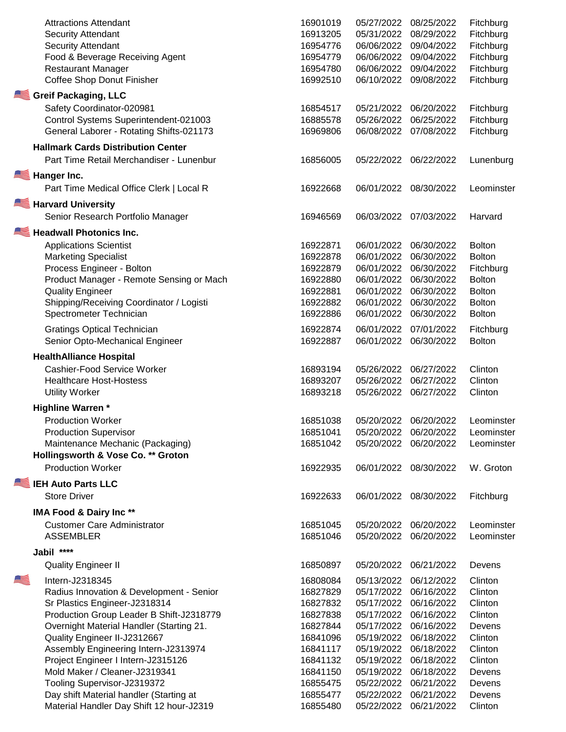| Job Title | Job ID | Posted | Expires | Location |
|---|---|---|---|---|
| Attractions Attendant | 16901019 | 05/27/2022 | 08/25/2022 | Fitchburg |
| Security Attendant | 16913205 | 05/31/2022 | 08/29/2022 | Fitchburg |
| Security Attendant | 16954776 | 06/06/2022 | 09/04/2022 | Fitchburg |
| Food & Beverage Receiving Agent | 16954779 | 06/06/2022 | 09/04/2022 | Fitchburg |
| Restaurant Manager | 16954780 | 06/06/2022 | 09/04/2022 | Fitchburg |
| Coffee Shop Donut Finisher | 16992510 | 06/10/2022 | 09/08/2022 | Fitchburg |
| **Greif Packaging, LLC** | | | | |
| Safety Coordinator-020981 | 16854517 | 05/21/2022 | 06/20/2022 | Fitchburg |
| Control Systems Superintendent-021003 | 16885578 | 05/26/2022 | 06/25/2022 | Fitchburg |
| General Laborer - Rotating Shifts-021173 | 16969806 | 06/08/2022 | 07/08/2022 | Fitchburg |
| **Hallmark Cards Distribution Center** | | | | |
| Part Time Retail Merchandiser - Lunenbur | 16856005 | 05/22/2022 | 06/22/2022 | Lunenburg |
| **Hanger Inc.** | | | | |
| Part Time Medical Office Clerk \| Local R | 16922668 | 06/01/2022 | 08/30/2022 | Leominster |
| **Harvard University** | | | | |
| Senior Research Portfolio Manager | 16946569 | 06/03/2022 | 07/03/2022 | Harvard |
| **Headwall Photonics Inc.** | | | | |
| Applications Scientist | 16922871 | 06/01/2022 | 06/30/2022 | Bolton |
| Marketing Specialist | 16922878 | 06/01/2022 | 06/30/2022 | Bolton |
| Process Engineer - Bolton | 16922879 | 06/01/2022 | 06/30/2022 | Fitchburg |
| Product Manager - Remote Sensing or Mach | 16922880 | 06/01/2022 | 06/30/2022 | Bolton |
| Quality Engineer | 16922881 | 06/01/2022 | 06/30/2022 | Bolton |
| Shipping/Receiving Coordinator / Logisti | 16922882 | 06/01/2022 | 06/30/2022 | Bolton |
| Spectrometer Technician | 16922886 | 06/01/2022 | 06/30/2022 | Bolton |
| Gratings Optical Technician | 16922874 | 06/01/2022 | 07/01/2022 | Fitchburg |
| Senior Opto-Mechanical Engineer | 16922887 | 06/01/2022 | 06/30/2022 | Bolton |
| **HealthAlliance Hospital** | | | | |
| Cashier-Food Service Worker | 16893194 | 05/26/2022 | 06/27/2022 | Clinton |
| Healthcare Host-Hostess | 16893207 | 05/26/2022 | 06/27/2022 | Clinton |
| Utility Worker | 16893218 | 05/26/2022 | 06/27/2022 | Clinton |
| **Highline Warren *** | | | | |
| Production Worker | 16851038 | 05/20/2022 | 06/20/2022 | Leominster |
| Production Supervisor | 16851041 | 05/20/2022 | 06/20/2022 | Leominster |
| Maintenance Mechanic (Packaging) | 16851042 | 05/20/2022 | 06/20/2022 | Leominster |
| **Hollingsworth & Vose Co. ** Groton** | | | | |
| Production Worker | 16922935 | 06/01/2022 | 08/30/2022 | W. Groton |
| **IEH Auto Parts LLC** | | | | |
| Store Driver | 16922633 | 06/01/2022 | 08/30/2022 | Fitchburg |
| **IMA Food & Dairy Inc **** | | | | |
| Customer Care Administrator | 16851045 | 05/20/2022 | 06/20/2022 | Leominster |
| ASSEMBLER | 16851046 | 05/20/2022 | 06/20/2022 | Leominster |
| **Jabil ******* | | | | |
| Quality Engineer II | 16850897 | 05/20/2022 | 06/21/2022 | Devens |
| Intern-J2318345 | 16808084 | 05/13/2022 | 06/12/2022 | Clinton |
| Radius Innovation & Development - Senior | 16827829 | 05/17/2022 | 06/16/2022 | Clinton |
| Sr Plastics Engineer-J2318314 | 16827832 | 05/17/2022 | 06/16/2022 | Clinton |
| Production Group Leader B Shift-J2318779 | 16827838 | 05/17/2022 | 06/16/2022 | Clinton |
| Overnight Material Handler (Starting 21. | 16827844 | 05/17/2022 | 06/16/2022 | Devens |
| Quality Engineer II-J2312667 | 16841096 | 05/19/2022 | 06/18/2022 | Clinton |
| Assembly Engineering Intern-J2313974 | 16841117 | 05/19/2022 | 06/18/2022 | Clinton |
| Project Engineer I Intern-J2315126 | 16841132 | 05/19/2022 | 06/18/2022 | Clinton |
| Mold Maker / Cleaner-J2319341 | 16841150 | 05/19/2022 | 06/18/2022 | Devens |
| Tooling Supervisor-J2319372 | 16855475 | 05/22/2022 | 06/21/2022 | Devens |
| Day shift Material handler (Starting at | 16855477 | 05/22/2022 | 06/21/2022 | Devens |
| Material Handler Day Shift 12 hour-J2319 | 16855480 | 05/22/2022 | 06/21/2022 | Clinton |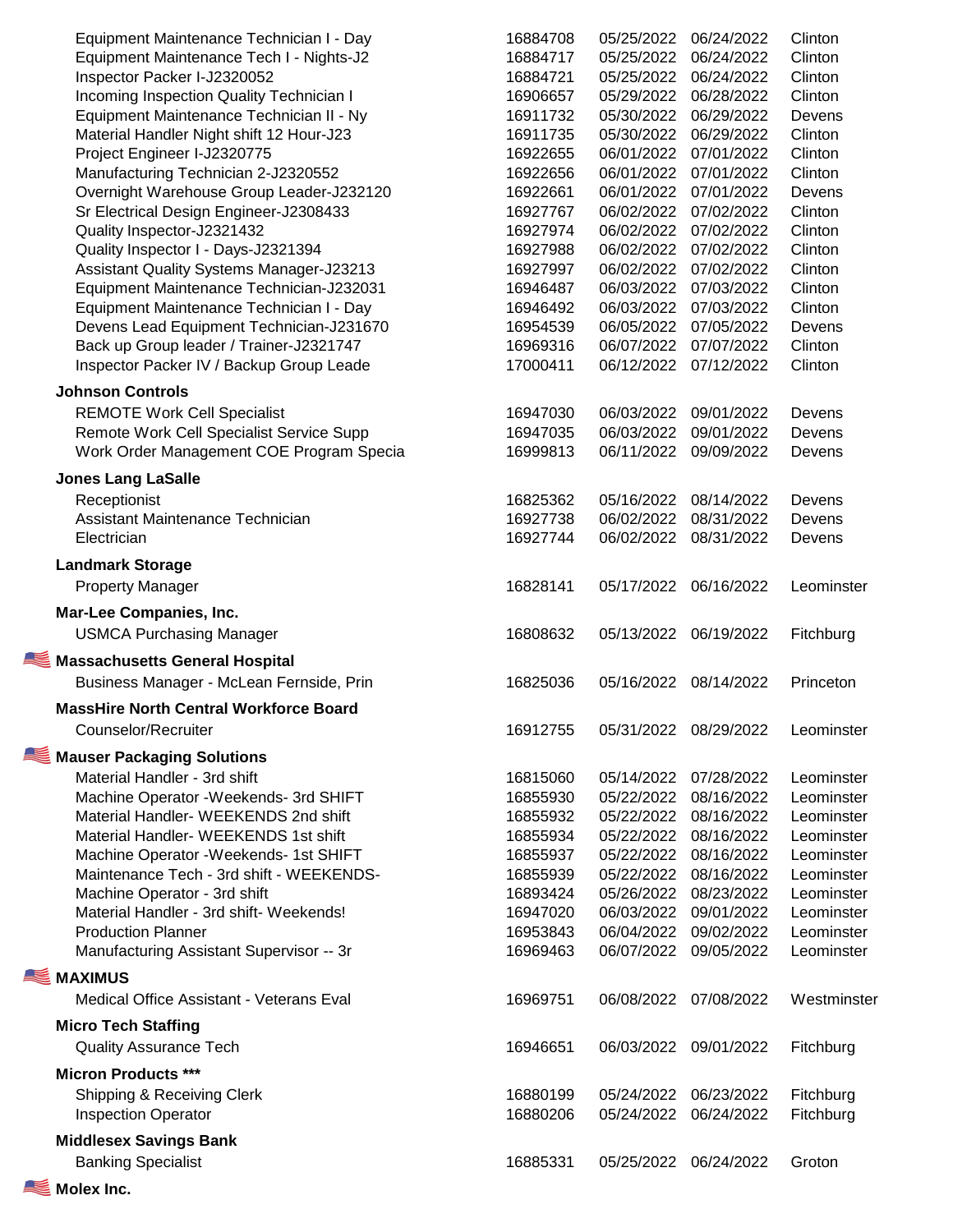| Job Title | ID | Posted | Expires | Location |
|---|---|---|---|---|
| Equipment Maintenance Technician I - Day | 16884708 | 05/25/2022 | 06/24/2022 | Clinton |
| Equipment Maintenance Tech I - Nights-J2 | 16884717 | 05/25/2022 | 06/24/2022 | Clinton |
| Inspector Packer I-J2320052 | 16884721 | 05/25/2022 | 06/24/2022 | Clinton |
| Incoming Inspection Quality Technician I | 16906657 | 05/29/2022 | 06/28/2022 | Clinton |
| Equipment Maintenance Technician II - Ny | 16911732 | 05/30/2022 | 06/29/2022 | Devens |
| Material Handler Night shift 12 Hour-J23 | 16911735 | 05/30/2022 | 06/29/2022 | Clinton |
| Project Engineer I-J2320775 | 16922655 | 06/01/2022 | 07/01/2022 | Clinton |
| Manufacturing Technician 2-J2320552 | 16922656 | 06/01/2022 | 07/01/2022 | Clinton |
| Overnight Warehouse Group Leader-J232120 | 16922661 | 06/01/2022 | 07/01/2022 | Devens |
| Sr Electrical Design Engineer-J2308433 | 16927767 | 06/02/2022 | 07/02/2022 | Clinton |
| Quality Inspector-J2321432 | 16927974 | 06/02/2022 | 07/02/2022 | Clinton |
| Quality Inspector I - Days-J2321394 | 16927988 | 06/02/2022 | 07/02/2022 | Clinton |
| Assistant Quality Systems Manager-J23213 | 16927997 | 06/02/2022 | 07/02/2022 | Clinton |
| Equipment Maintenance Technician-J232031 | 16946487 | 06/03/2022 | 07/03/2022 | Clinton |
| Equipment Maintenance Technician I - Day | 16946492 | 06/03/2022 | 07/03/2022 | Clinton |
| Devens Lead Equipment Technician-J231670 | 16954539 | 06/05/2022 | 07/05/2022 | Devens |
| Back up Group leader / Trainer-J2321747 | 16969316 | 06/07/2022 | 07/07/2022 | Clinton |
| Inspector Packer IV / Backup Group Leade | 17000411 | 06/12/2022 | 07/12/2022 | Clinton |
| **Johnson Controls** | | | | |
| REMOTE Work Cell Specialist | 16947030 | 06/03/2022 | 09/01/2022 | Devens |
| Remote Work Cell Specialist Service Supp | 16947035 | 06/03/2022 | 09/01/2022 | Devens |
| Work Order Management COE Program Specia | 16999813 | 06/11/2022 | 09/09/2022 | Devens |
| **Jones Lang LaSalle** | | | | |
| Receptionist | 16825362 | 05/16/2022 | 08/14/2022 | Devens |
| Assistant Maintenance Technician | 16927738 | 06/02/2022 | 08/31/2022 | Devens |
| Electrician | 16927744 | 06/02/2022 | 08/31/2022 | Devens |
| **Landmark Storage** | | | | |
| Property Manager | 16828141 | 05/17/2022 | 06/16/2022 | Leominster |
| **Mar-Lee Companies, Inc.** | | | | |
| USMCA Purchasing Manager | 16808632 | 05/13/2022 | 06/19/2022 | Fitchburg |
| **Massachusetts General Hospital** | | | | |
| Business Manager - McLean Fernside, Prin | 16825036 | 05/16/2022 | 08/14/2022 | Princeton |
| **MassHire North Central Workforce Board** | | | | |
| Counselor/Recruiter | 16912755 | 05/31/2022 | 08/29/2022 | Leominster |
| **Mauser Packaging Solutions** | | | | |
| Material Handler - 3rd shift | 16815060 | 05/14/2022 | 07/28/2022 | Leominster |
| Machine Operator -Weekends- 3rd SHIFT | 16855930 | 05/22/2022 | 08/16/2022 | Leominster |
| Material Handler- WEEKENDS 2nd shift | 16855932 | 05/22/2022 | 08/16/2022 | Leominster |
| Material Handler- WEEKENDS 1st shift | 16855934 | 05/22/2022 | 08/16/2022 | Leominster |
| Machine Operator -Weekends- 1st SHIFT | 16855937 | 05/22/2022 | 08/16/2022 | Leominster |
| Maintenance Tech - 3rd shift - WEEKENDS- | 16855939 | 05/22/2022 | 08/16/2022 | Leominster |
| Machine Operator - 3rd shift | 16893424 | 05/26/2022 | 08/23/2022 | Leominster |
| Material Handler - 3rd shift- Weekends! | 16947020 | 06/03/2022 | 09/01/2022 | Leominster |
| Production Planner | 16953843 | 06/04/2022 | 09/02/2022 | Leominster |
| Manufacturing Assistant Supervisor -- 3r | 16969463 | 06/07/2022 | 09/05/2022 | Leominster |
| **MAXIMUS** | | | | |
| Medical Office Assistant - Veterans Eval | 16969751 | 06/08/2022 | 07/08/2022 | Westminster |
| **Micro Tech Staffing** | | | | |
| Quality Assurance Tech | 16946651 | 06/03/2022 | 09/01/2022 | Fitchburg |
| **Micron Products *** | | | | |
| Shipping & Receiving Clerk | 16880199 | 05/24/2022 | 06/23/2022 | Fitchburg |
| Inspection Operator | 16880206 | 05/24/2022 | 06/24/2022 | Fitchburg |
| **Middlesex Savings Bank** | | | | |
| Banking Specialist | 16885331 | 05/25/2022 | 06/24/2022 | Groton |
| **Molex Inc.** | | | | |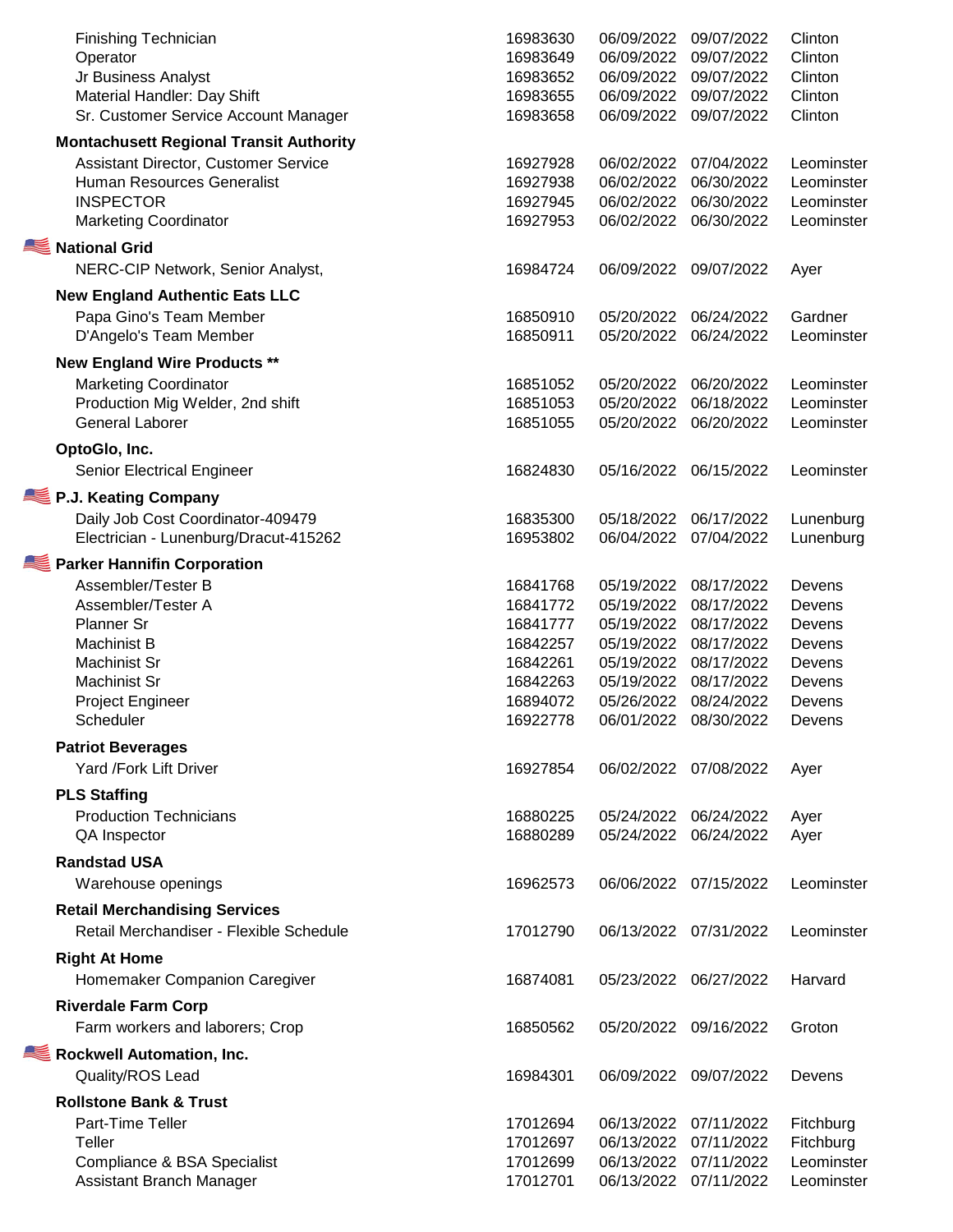| Job Title | Job ID | Posted | Expires | Location |
|---|---|---|---|---|
| Finishing Technician | 16983630 | 06/09/2022 | 09/07/2022 | Clinton |
| Operator | 16983649 | 06/09/2022 | 09/07/2022 | Clinton |
| Jr Business Analyst | 16983652 | 06/09/2022 | 09/07/2022 | Clinton |
| Material Handler: Day Shift | 16983655 | 06/09/2022 | 09/07/2022 | Clinton |
| Sr. Customer Service Account Manager | 16983658 | 06/09/2022 | 09/07/2022 | Clinton |
| **Montachusett Regional Transit Authority** | | | | |
| Assistant Director, Customer Service | 16927928 | 06/02/2022 | 07/04/2022 | Leominster |
| Human Resources Generalist | 16927938 | 06/02/2022 | 06/30/2022 | Leominster |
| INSPECTOR | 16927945 | 06/02/2022 | 06/30/2022 | Leominster |
| Marketing Coordinator | 16927953 | 06/02/2022 | 06/30/2022 | Leominster |
| **National Grid** | | | | |
| NERC-CIP Network, Senior Analyst, | 16984724 | 06/09/2022 | 09/07/2022 | Ayer |
| **New England Authentic Eats LLC** | | | | |
| Papa Gino's Team Member | 16850910 | 05/20/2022 | 06/24/2022 | Gardner |
| D'Angelo's Team Member | 16850911 | 05/20/2022 | 06/24/2022 | Leominster |
| **New England Wire Products \*\*** | | | | |
| Marketing Coordinator | 16851052 | 05/20/2022 | 06/20/2022 | Leominster |
| Production Mig Welder, 2nd shift | 16851053 | 05/20/2022 | 06/18/2022 | Leominster |
| General Laborer | 16851055 | 05/20/2022 | 06/20/2022 | Leominster |
| **OptoGlo, Inc.** | | | | |
| Senior Electrical Engineer | 16824830 | 05/16/2022 | 06/15/2022 | Leominster |
| **P.J. Keating Company** | | | | |
| Daily Job Cost Coordinator-409479 | 16835300 | 05/18/2022 | 06/17/2022 | Lunenburg |
| Electrician - Lunenburg/Dracut-415262 | 16953802 | 06/04/2022 | 07/04/2022 | Lunenburg |
| **Parker Hannifin Corporation** | | | | |
| Assembler/Tester B | 16841768 | 05/19/2022 | 08/17/2022 | Devens |
| Assembler/Tester A | 16841772 | 05/19/2022 | 08/17/2022 | Devens |
| Planner Sr | 16841777 | 05/19/2022 | 08/17/2022 | Devens |
| Machinist B | 16842257 | 05/19/2022 | 08/17/2022 | Devens |
| Machinist Sr | 16842261 | 05/19/2022 | 08/17/2022 | Devens |
| Machinist Sr | 16842263 | 05/19/2022 | 08/17/2022 | Devens |
| Project Engineer | 16894072 | 05/26/2022 | 08/24/2022 | Devens |
| Scheduler | 16922778 | 06/01/2022 | 08/30/2022 | Devens |
| **Patriot Beverages** | | | | |
| Yard /Fork Lift Driver | 16927854 | 06/02/2022 | 07/08/2022 | Ayer |
| **PLS Staffing** | | | | |
| Production Technicians | 16880225 | 05/24/2022 | 06/24/2022 | Ayer |
| QA Inspector | 16880289 | 05/24/2022 | 06/24/2022 | Ayer |
| **Randstad USA** | | | | |
| Warehouse openings | 16962573 | 06/06/2022 | 07/15/2022 | Leominster |
| **Retail Merchandising Services** | | | | |
| Retail Merchandiser - Flexible Schedule | 17012790 | 06/13/2022 | 07/31/2022 | Leominster |
| **Right At Home** | | | | |
| Homemaker Companion Caregiver | 16874081 | 05/23/2022 | 06/27/2022 | Harvard |
| **Riverdale Farm Corp** | | | | |
| Farm workers and laborers; Crop | 16850562 | 05/20/2022 | 09/16/2022 | Groton |
| **Rockwell Automation, Inc.** | | | | |
| Quality/ROS Lead | 16984301 | 06/09/2022 | 09/07/2022 | Devens |
| **Rollstone Bank & Trust** | | | | |
| Part-Time Teller | 17012694 | 06/13/2022 | 07/11/2022 | Fitchburg |
| Teller | 17012697 | 06/13/2022 | 07/11/2022 | Fitchburg |
| Compliance & BSA Specialist | 17012699 | 06/13/2022 | 07/11/2022 | Leominster |
| Assistant Branch Manager | 17012701 | 06/13/2022 | 07/11/2022 | Leominster |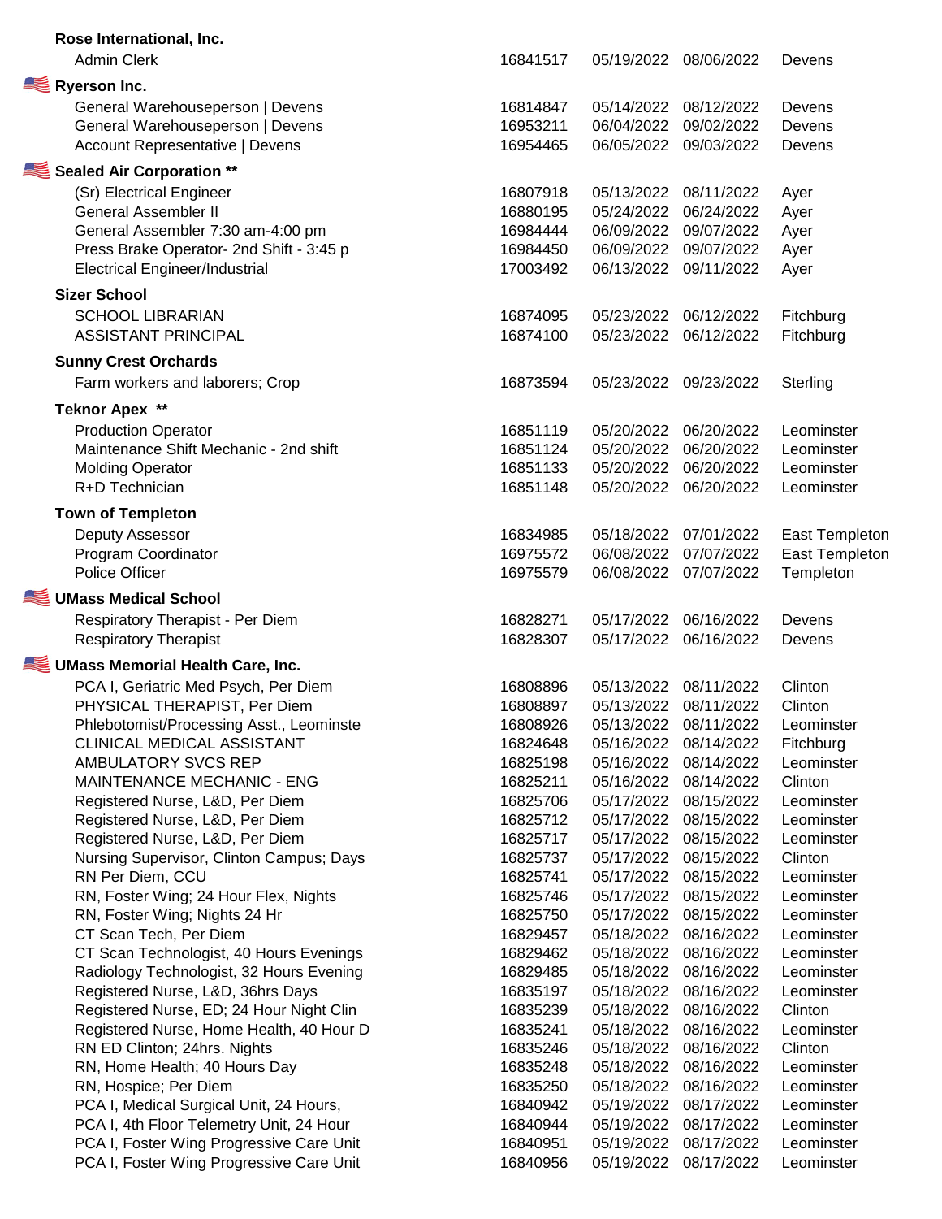**Rose International, Inc.**

| | | | | |
|---|---|---|---|---|
| Admin Clerk | 16841517 | 05/19/2022 | 08/06/2022 | Devens |

**Ryerson Inc.**

| | | | | |
|---|---|---|---|---|
| General Warehouseperson \| Devens | 16814847 | 05/14/2022 | 08/12/2022 | Devens |
| General Warehouseperson \| Devens | 16953211 | 06/04/2022 | 09/02/2022 | Devens |
| Account Representative \| Devens | 16954465 | 06/05/2022 | 09/03/2022 | Devens |

**Sealed Air Corporation ****

| | | | | |
|---|---|---|---|---|
| (Sr) Electrical Engineer | 16807918 | 05/13/2022 | 08/11/2022 | Ayer |
| General Assembler II | 16880195 | 05/24/2022 | 06/24/2022 | Ayer |
| General Assembler 7:30 am-4:00 pm | 16984444 | 06/09/2022 | 09/07/2022 | Ayer |
| Press Brake Operator- 2nd Shift - 3:45 p | 16984450 | 06/09/2022 | 09/07/2022 | Ayer |
| Electrical Engineer/Industrial | 17003492 | 06/13/2022 | 09/11/2022 | Ayer |

**Sizer School**

| | | | | |
|---|---|---|---|---|
| SCHOOL LIBRARIAN | 16874095 | 05/23/2022 | 06/12/2022 | Fitchburg |
| ASSISTANT PRINCIPAL | 16874100 | 05/23/2022 | 06/12/2022 | Fitchburg |

**Sunny Crest Orchards**

| | | | | |
|---|---|---|---|---|
| Farm workers and laborers; Crop | 16873594 | 05/23/2022 | 09/23/2022 | Sterling |

**Teknor Apex ****

| | | | | |
|---|---|---|---|---|
| Production Operator | 16851119 | 05/20/2022 | 06/20/2022 | Leominster |
| Maintenance Shift Mechanic - 2nd shift | 16851124 | 05/20/2022 | 06/20/2022 | Leominster |
| Molding Operator | 16851133 | 05/20/2022 | 06/20/2022 | Leominster |
| R+D Technician | 16851148 | 05/20/2022 | 06/20/2022 | Leominster |

**Town of Templeton**

| | | | | |
|---|---|---|---|---|
| Deputy Assessor | 16834985 | 05/18/2022 | 07/01/2022 | East Templeton |
| Program Coordinator | 16975572 | 06/08/2022 | 07/07/2022 | East Templeton |
| Police Officer | 16975579 | 06/08/2022 | 07/07/2022 | Templeton |

**UMass Medical School**

| | | | | |
|---|---|---|---|---|
| Respiratory Therapist - Per Diem | 16828271 | 05/17/2022 | 06/16/2022 | Devens |
| Respiratory Therapist | 16828307 | 05/17/2022 | 06/16/2022 | Devens |

**UMass Memorial Health Care, Inc.**

| | | | | |
|---|---|---|---|---|
| PCA I, Geriatric Med Psych, Per Diem | 16808896 | 05/13/2022 | 08/11/2022 | Clinton |
| PHYSICAL THERAPIST, Per Diem | 16808897 | 05/13/2022 | 08/11/2022 | Clinton |
| Phlebotomist/Processing Asst., Leominste | 16808926 | 05/13/2022 | 08/11/2022 | Leominster |
| CLINICAL MEDICAL ASSISTANT | 16824648 | 05/16/2022 | 08/14/2022 | Fitchburg |
| AMBULATORY SVCS REP | 16825198 | 05/16/2022 | 08/14/2022 | Leominster |
| MAINTENANCE MECHANIC - ENG | 16825211 | 05/16/2022 | 08/14/2022 | Clinton |
| Registered Nurse, L&D, Per Diem | 16825706 | 05/17/2022 | 08/15/2022 | Leominster |
| Registered Nurse, L&D, Per Diem | 16825712 | 05/17/2022 | 08/15/2022 | Leominster |
| Registered Nurse, L&D, Per Diem | 16825717 | 05/17/2022 | 08/15/2022 | Leominster |
| Nursing Supervisor, Clinton Campus; Days | 16825737 | 05/17/2022 | 08/15/2022 | Clinton |
| RN Per Diem, CCU | 16825741 | 05/17/2022 | 08/15/2022 | Leominster |
| RN, Foster Wing; 24 Hour Flex, Nights | 16825746 | 05/17/2022 | 08/15/2022 | Leominster |
| RN, Foster Wing; Nights 24 Hr | 16825750 | 05/17/2022 | 08/15/2022 | Leominster |
| CT Scan Tech, Per Diem | 16829457 | 05/18/2022 | 08/16/2022 | Leominster |
| CT Scan Technologist, 40 Hours Evenings | 16829462 | 05/18/2022 | 08/16/2022 | Leominster |
| Radiology Technologist, 32 Hours Evening | 16829485 | 05/18/2022 | 08/16/2022 | Leominster |
| Registered Nurse, L&D, 36hrs Days | 16835197 | 05/18/2022 | 08/16/2022 | Leominster |
| Registered Nurse, ED; 24 Hour Night Clin | 16835239 | 05/18/2022 | 08/16/2022 | Clinton |
| Registered Nurse, Home Health, 40 Hour D | 16835241 | 05/18/2022 | 08/16/2022 | Leominster |
| RN ED Clinton; 24hrs. Nights | 16835246 | 05/18/2022 | 08/16/2022 | Clinton |
| RN, Home Health; 40 Hours Day | 16835248 | 05/18/2022 | 08/16/2022 | Leominster |
| RN, Hospice; Per Diem | 16835250 | 05/18/2022 | 08/16/2022 | Leominster |
| PCA I, Medical Surgical Unit, 24 Hours, | 16840942 | 05/19/2022 | 08/17/2022 | Leominster |
| PCA I, 4th Floor Telemetry Unit, 24 Hour | 16840944 | 05/19/2022 | 08/17/2022 | Leominster |
| PCA I, Foster Wing Progressive Care Unit | 16840951 | 05/19/2022 | 08/17/2022 | Leominster |
| PCA I, Foster Wing Progressive Care Unit | 16840956 | 05/19/2022 | 08/17/2022 | Leominster |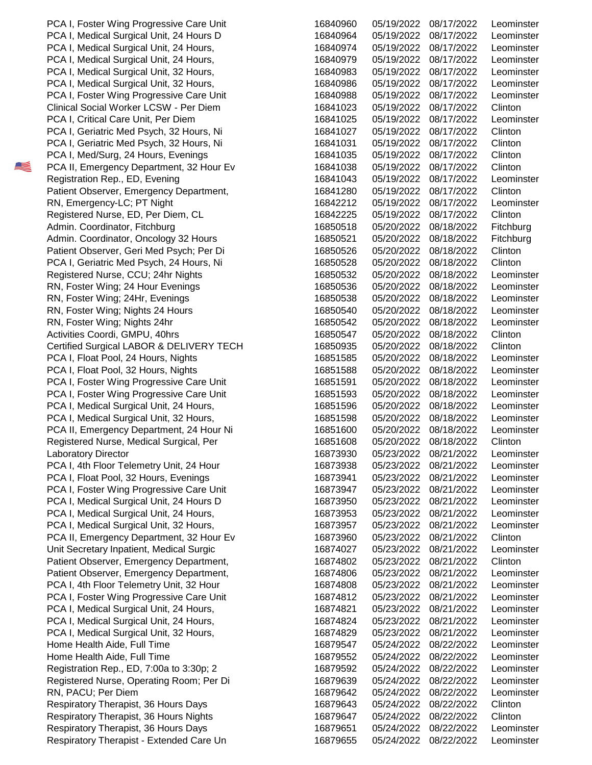| | | | |
|---|---|---|---|
| PCA I, Foster Wing Progressive Care Unit | 16840960 | 05/19/2022 | 08/17/2022 | Leominster |
| PCA I, Medical Surgical Unit, 24 Hours D | 16840964 | 05/19/2022 | 08/17/2022 | Leominster |
| PCA I, Medical Surgical Unit, 24 Hours, | 16840974 | 05/19/2022 | 08/17/2022 | Leominster |
| PCA I, Medical Surgical Unit, 24 Hours, | 16840979 | 05/19/2022 | 08/17/2022 | Leominster |
| PCA I, Medical Surgical Unit, 32 Hours, | 16840983 | 05/19/2022 | 08/17/2022 | Leominster |
| PCA I, Medical Surgical Unit, 32 Hours, | 16840986 | 05/19/2022 | 08/17/2022 | Leominster |
| PCA I, Foster Wing Progressive Care Unit | 16840988 | 05/19/2022 | 08/17/2022 | Leominster |
| Clinical Social Worker LCSW - Per Diem | 16841023 | 05/19/2022 | 08/17/2022 | Clinton |
| PCA I, Critical Care Unit, Per Diem | 16841025 | 05/19/2022 | 08/17/2022 | Leominster |
| PCA I, Geriatric Med Psych, 32 Hours, Ni | 16841027 | 05/19/2022 | 08/17/2022 | Clinton |
| PCA I, Geriatric Med Psych, 32 Hours, Ni | 16841031 | 05/19/2022 | 08/17/2022 | Clinton |
| PCA I, Med/Surg, 24 Hours, Evenings | 16841035 | 05/19/2022 | 08/17/2022 | Clinton |
| PCA II, Emergency Department, 32 Hour Ev | 16841038 | 05/19/2022 | 08/17/2022 | Clinton |
| Registration Rep., ED, Evening | 16841043 | 05/19/2022 | 08/17/2022 | Leominster |
| Patient Observer, Emergency Department, | 16841280 | 05/19/2022 | 08/17/2022 | Clinton |
| RN, Emergency-LC; PT Night | 16842212 | 05/19/2022 | 08/17/2022 | Leominster |
| Registered Nurse, ED, Per Diem, CL | 16842225 | 05/19/2022 | 08/17/2022 | Clinton |
| Admin. Coordinator, Fitchburg | 16850518 | 05/20/2022 | 08/18/2022 | Fitchburg |
| Admin. Coordinator, Oncology 32 Hours | 16850521 | 05/20/2022 | 08/18/2022 | Fitchburg |
| Patient Observer, Geri Med Psych; Per Di | 16850526 | 05/20/2022 | 08/18/2022 | Clinton |
| PCA I, Geriatric Med Psych, 24 Hours, Ni | 16850528 | 05/20/2022 | 08/18/2022 | Clinton |
| Registered Nurse, CCU; 24hr Nights | 16850532 | 05/20/2022 | 08/18/2022 | Leominster |
| RN, Foster Wing; 24 Hour Evenings | 16850536 | 05/20/2022 | 08/18/2022 | Leominster |
| RN, Foster Wing; 24Hr, Evenings | 16850538 | 05/20/2022 | 08/18/2022 | Leominster |
| RN, Foster Wing; Nights 24 Hours | 16850540 | 05/20/2022 | 08/18/2022 | Leominster |
| RN, Foster Wing; Nights 24hr | 16850542 | 05/20/2022 | 08/18/2022 | Leominster |
| Activities Coordi, GMPU, 40hrs | 16850547 | 05/20/2022 | 08/18/2022 | Clinton |
| Certified Surgical LABOR & DELIVERY TECH | 16850935 | 05/20/2022 | 08/18/2022 | Clinton |
| PCA I, Float Pool, 24 Hours, Nights | 16851585 | 05/20/2022 | 08/18/2022 | Leominster |
| PCA I, Float Pool, 32 Hours, Nights | 16851588 | 05/20/2022 | 08/18/2022 | Leominster |
| PCA I, Foster Wing Progressive Care Unit | 16851591 | 05/20/2022 | 08/18/2022 | Leominster |
| PCA I, Foster Wing Progressive Care Unit | 16851593 | 05/20/2022 | 08/18/2022 | Leominster |
| PCA I, Medical Surgical Unit, 24 Hours, | 16851596 | 05/20/2022 | 08/18/2022 | Leominster |
| PCA I, Medical Surgical Unit, 32 Hours, | 16851598 | 05/20/2022 | 08/18/2022 | Leominster |
| PCA II, Emergency Department, 24 Hour Ni | 16851600 | 05/20/2022 | 08/18/2022 | Leominster |
| Registered Nurse, Medical Surgical, Per | 16851608 | 05/20/2022 | 08/18/2022 | Clinton |
| Laboratory Director | 16873930 | 05/23/2022 | 08/21/2022 | Leominster |
| PCA I, 4th Floor Telemetry Unit, 24 Hour | 16873938 | 05/23/2022 | 08/21/2022 | Leominster |
| PCA I, Float Pool, 32 Hours, Evenings | 16873941 | 05/23/2022 | 08/21/2022 | Leominster |
| PCA I, Foster Wing Progressive Care Unit | 16873947 | 05/23/2022 | 08/21/2022 | Leominster |
| PCA I, Medical Surgical Unit, 24 Hours D | 16873950 | 05/23/2022 | 08/21/2022 | Leominster |
| PCA I, Medical Surgical Unit, 24 Hours, | 16873953 | 05/23/2022 | 08/21/2022 | Leominster |
| PCA I, Medical Surgical Unit, 32 Hours, | 16873957 | 05/23/2022 | 08/21/2022 | Leominster |
| PCA II, Emergency Department, 32 Hour Ev | 16873960 | 05/23/2022 | 08/21/2022 | Clinton |
| Unit Secretary Inpatient, Medical Surgic | 16874027 | 05/23/2022 | 08/21/2022 | Leominster |
| Patient Observer, Emergency Department, | 16874802 | 05/23/2022 | 08/21/2022 | Clinton |
| Patient Observer, Emergency Department, | 16874806 | 05/23/2022 | 08/21/2022 | Leominster |
| PCA I, 4th Floor Telemetry Unit, 32 Hour | 16874808 | 05/23/2022 | 08/21/2022 | Leominster |
| PCA I, Foster Wing Progressive Care Unit | 16874812 | 05/23/2022 | 08/21/2022 | Leominster |
| PCA I, Medical Surgical Unit, 24 Hours, | 16874821 | 05/23/2022 | 08/21/2022 | Leominster |
| PCA I, Medical Surgical Unit, 24 Hours, | 16874824 | 05/23/2022 | 08/21/2022 | Leominster |
| PCA I, Medical Surgical Unit, 32 Hours, | 16874829 | 05/23/2022 | 08/21/2022 | Leominster |
| Home Health Aide, Full Time | 16879547 | 05/24/2022 | 08/22/2022 | Leominster |
| Home Health Aide, Full Time | 16879552 | 05/24/2022 | 08/22/2022 | Leominster |
| Registration Rep., ED, 7:00a to 3:30p; 2 | 16879592 | 05/24/2022 | 08/22/2022 | Leominster |
| Registered Nurse, Operating Room; Per Di | 16879639 | 05/24/2022 | 08/22/2022 | Leominster |
| RN, PACU; Per Diem | 16879642 | 05/24/2022 | 08/22/2022 | Leominster |
| Respiratory Therapist, 36 Hours Days | 16879643 | 05/24/2022 | 08/22/2022 | Clinton |
| Respiratory Therapist, 36 Hours Nights | 16879647 | 05/24/2022 | 08/22/2022 | Clinton |
| Respiratory Therapist, 36 Hours Days | 16879651 | 05/24/2022 | 08/22/2022 | Leominster |
| Respiratory Therapist - Extended Care Un | 16879655 | 05/24/2022 | 08/22/2022 | Leominster |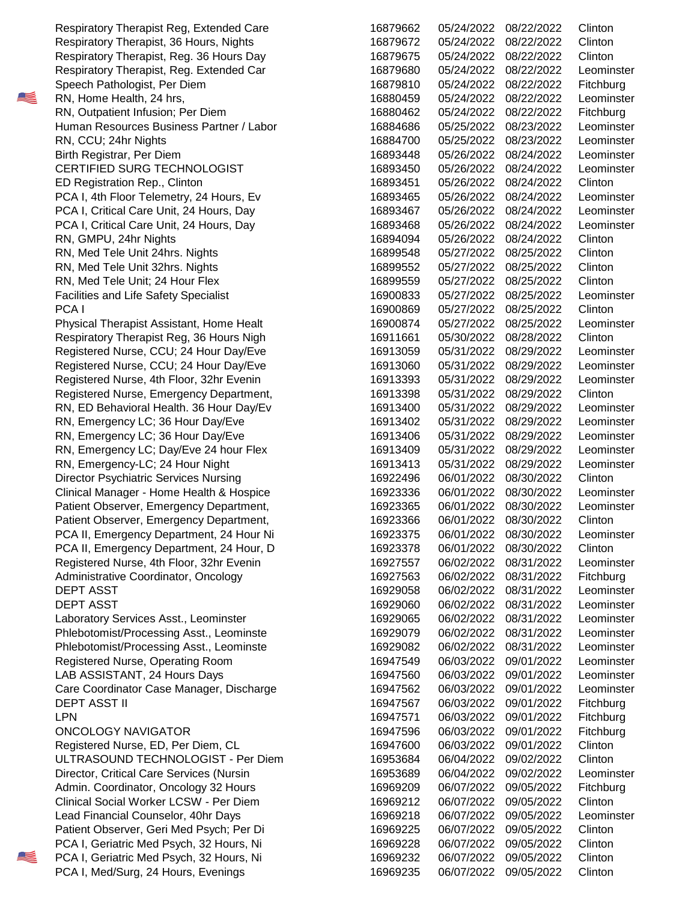| | | | | |
|---|---|---|---|---|
| Respiratory Therapist Reg, Extended Care | 16879662 | 05/24/2022 | 08/22/2022 | Clinton |
| Respiratory Therapist, 36 Hours, Nights | 16879672 | 05/24/2022 | 08/22/2022 | Clinton |
| Respiratory Therapist, Reg. 36 Hours Day | 16879675 | 05/24/2022 | 08/22/2022 | Clinton |
| Respiratory Therapist, Reg. Extended Car | 16879680 | 05/24/2022 | 08/22/2022 | Leominster |
| Speech Pathologist, Per Diem | 16879810 | 05/24/2022 | 08/22/2022 | Fitchburg |
| RN, Home Health, 24 hrs, | 16880459 | 05/24/2022 | 08/22/2022 | Leominster |
| RN, Outpatient Infusion; Per Diem | 16880462 | 05/24/2022 | 08/22/2022 | Fitchburg |
| Human Resources Business Partner / Labor | 16884686 | 05/25/2022 | 08/23/2022 | Leominster |
| RN, CCU; 24hr Nights | 16884700 | 05/25/2022 | 08/23/2022 | Leominster |
| Birth Registrar, Per Diem | 16893448 | 05/26/2022 | 08/24/2022 | Leominster |
| CERTIFIED SURG TECHNOLOGIST | 16893450 | 05/26/2022 | 08/24/2022 | Leominster |
| ED Registration Rep., Clinton | 16893451 | 05/26/2022 | 08/24/2022 | Clinton |
| PCA I, 4th Floor Telemetry, 24 Hours, Ev | 16893465 | 05/26/2022 | 08/24/2022 | Leominster |
| PCA I, Critical Care Unit, 24 Hours, Day | 16893467 | 05/26/2022 | 08/24/2022 | Leominster |
| PCA I, Critical Care Unit, 24 Hours, Day | 16893468 | 05/26/2022 | 08/24/2022 | Leominster |
| RN, GMPU, 24hr Nights | 16894094 | 05/26/2022 | 08/24/2022 | Clinton |
| RN, Med Tele Unit 24hrs. Nights | 16899548 | 05/27/2022 | 08/25/2022 | Clinton |
| RN, Med Tele Unit 32hrs. Nights | 16899552 | 05/27/2022 | 08/25/2022 | Clinton |
| RN, Med Tele Unit; 24 Hour Flex | 16899559 | 05/27/2022 | 08/25/2022 | Clinton |
| Facilities and Life Safety Specialist | 16900833 | 05/27/2022 | 08/25/2022 | Leominster |
| PCA I | 16900869 | 05/27/2022 | 08/25/2022 | Clinton |
| Physical Therapist Assistant, Home Healt | 16900874 | 05/27/2022 | 08/25/2022 | Leominster |
| Respiratory Therapist Reg, 36 Hours Nigh | 16911661 | 05/30/2022 | 08/28/2022 | Clinton |
| Registered Nurse, CCU; 24 Hour Day/Eve | 16913059 | 05/31/2022 | 08/29/2022 | Leominster |
| Registered Nurse, CCU; 24 Hour Day/Eve | 16913060 | 05/31/2022 | 08/29/2022 | Leominster |
| Registered Nurse, 4th Floor, 32hr Evenin | 16913393 | 05/31/2022 | 08/29/2022 | Leominster |
| Registered Nurse, Emergency Department, | 16913398 | 05/31/2022 | 08/29/2022 | Clinton |
| RN, ED Behavioral Health. 36 Hour Day/Ev | 16913400 | 05/31/2022 | 08/29/2022 | Leominster |
| RN, Emergency LC; 36 Hour Day/Eve | 16913402 | 05/31/2022 | 08/29/2022 | Leominster |
| RN, Emergency LC; 36 Hour Day/Eve | 16913406 | 05/31/2022 | 08/29/2022 | Leominster |
| RN, Emergency LC; Day/Eve 24 hour Flex | 16913409 | 05/31/2022 | 08/29/2022 | Leominster |
| RN, Emergency-LC; 24 Hour Night | 16913413 | 05/31/2022 | 08/29/2022 | Leominster |
| Director Psychiatric Services Nursing | 16922496 | 06/01/2022 | 08/30/2022 | Clinton |
| Clinical Manager - Home Health & Hospice | 16923336 | 06/01/2022 | 08/30/2022 | Leominster |
| Patient Observer, Emergency Department, | 16923365 | 06/01/2022 | 08/30/2022 | Leominster |
| Patient Observer, Emergency Department, | 16923366 | 06/01/2022 | 08/30/2022 | Clinton |
| PCA II, Emergency Department, 24 Hour Ni | 16923375 | 06/01/2022 | 08/30/2022 | Leominster |
| PCA II, Emergency Department, 24 Hour, D | 16923378 | 06/01/2022 | 08/30/2022 | Clinton |
| Registered Nurse, 4th Floor, 32hr Evenin | 16927557 | 06/02/2022 | 08/31/2022 | Leominster |
| Administrative Coordinator, Oncology | 16927563 | 06/02/2022 | 08/31/2022 | Fitchburg |
| DEPT ASST | 16929058 | 06/02/2022 | 08/31/2022 | Leominster |
| DEPT ASST | 16929060 | 06/02/2022 | 08/31/2022 | Leominster |
| Laboratory Services Asst., Leominster | 16929065 | 06/02/2022 | 08/31/2022 | Leominster |
| Phlebotomist/Processing Asst., Leominste | 16929079 | 06/02/2022 | 08/31/2022 | Leominster |
| Phlebotomist/Processing Asst., Leominste | 16929082 | 06/02/2022 | 08/31/2022 | Leominster |
| Registered Nurse, Operating Room | 16947549 | 06/03/2022 | 09/01/2022 | Leominster |
| LAB ASSISTANT, 24 Hours Days | 16947560 | 06/03/2022 | 09/01/2022 | Leominster |
| Care Coordinator Case Manager, Discharge | 16947562 | 06/03/2022 | 09/01/2022 | Leominster |
| DEPT ASST II | 16947567 | 06/03/2022 | 09/01/2022 | Fitchburg |
| LPN | 16947571 | 06/03/2022 | 09/01/2022 | Fitchburg |
| ONCOLOGY NAVIGATOR | 16947596 | 06/03/2022 | 09/01/2022 | Fitchburg |
| Registered Nurse, ED, Per Diem, CL | 16947600 | 06/03/2022 | 09/01/2022 | Clinton |
| ULTRASOUND TECHNOLOGIST - Per Diem | 16953684 | 06/04/2022 | 09/02/2022 | Clinton |
| Director, Critical Care Services (Nursin | 16953689 | 06/04/2022 | 09/02/2022 | Leominster |
| Admin. Coordinator, Oncology 32 Hours | 16969209 | 06/07/2022 | 09/05/2022 | Fitchburg |
| Clinical Social Worker LCSW - Per Diem | 16969212 | 06/07/2022 | 09/05/2022 | Clinton |
| Lead Financial Counselor, 40hr Days | 16969218 | 06/07/2022 | 09/05/2022 | Leominster |
| Patient Observer, Geri Med Psych; Per Di | 16969225 | 06/07/2022 | 09/05/2022 | Clinton |
| PCA I, Geriatric Med Psych, 32 Hours, Ni | 16969228 | 06/07/2022 | 09/05/2022 | Clinton |
| PCA I, Geriatric Med Psych, 32 Hours, Ni | 16969232 | 06/07/2022 | 09/05/2022 | Clinton |
| PCA I, Med/Surg, 24 Hours, Evenings | 16969235 | 06/07/2022 | 09/05/2022 | Clinton |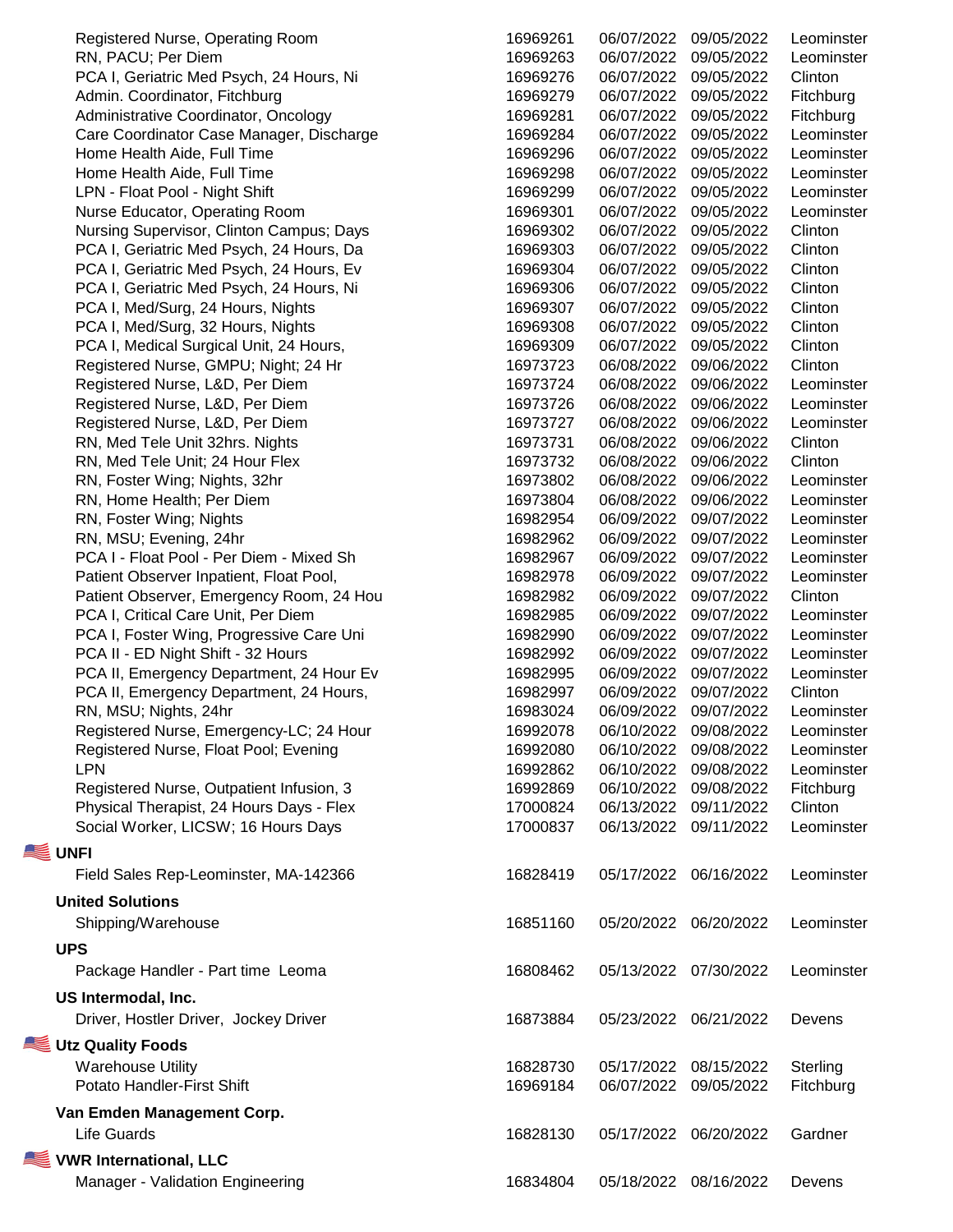| | | | | |
|---|---|---|---|---|
| Registered Nurse, Operating Room | 16969261 | 06/07/2022 | 09/05/2022 | Leominster |
| RN, PACU; Per Diem | 16969263 | 06/07/2022 | 09/05/2022 | Leominster |
| PCA I, Geriatric Med Psych, 24 Hours, Ni | 16969276 | 06/07/2022 | 09/05/2022 | Clinton |
| Admin. Coordinator, Fitchburg | 16969279 | 06/07/2022 | 09/05/2022 | Fitchburg |
| Administrative Coordinator, Oncology | 16969281 | 06/07/2022 | 09/05/2022 | Fitchburg |
| Care Coordinator Case Manager, Discharge | 16969284 | 06/07/2022 | 09/05/2022 | Leominster |
| Home Health Aide, Full Time | 16969296 | 06/07/2022 | 09/05/2022 | Leominster |
| Home Health Aide, Full Time | 16969298 | 06/07/2022 | 09/05/2022 | Leominster |
| LPN - Float Pool - Night Shift | 16969299 | 06/07/2022 | 09/05/2022 | Leominster |
| Nurse Educator, Operating Room | 16969301 | 06/07/2022 | 09/05/2022 | Leominster |
| Nursing Supervisor, Clinton Campus; Days | 16969302 | 06/07/2022 | 09/05/2022 | Clinton |
| PCA I, Geriatric Med Psych, 24 Hours, Da | 16969303 | 06/07/2022 | 09/05/2022 | Clinton |
| PCA I, Geriatric Med Psych, 24 Hours, Ev | 16969304 | 06/07/2022 | 09/05/2022 | Clinton |
| PCA I, Geriatric Med Psych, 24 Hours, Ni | 16969306 | 06/07/2022 | 09/05/2022 | Clinton |
| PCA I, Med/Surg, 24 Hours, Nights | 16969307 | 06/07/2022 | 09/05/2022 | Clinton |
| PCA I, Med/Surg, 32 Hours, Nights | 16969308 | 06/07/2022 | 09/05/2022 | Clinton |
| PCA I, Medical Surgical Unit, 24 Hours, | 16969309 | 06/07/2022 | 09/05/2022 | Clinton |
| Registered Nurse, GMPU; Night; 24 Hr | 16973723 | 06/08/2022 | 09/06/2022 | Clinton |
| Registered Nurse, L&D, Per Diem | 16973724 | 06/08/2022 | 09/06/2022 | Leominster |
| Registered Nurse, L&D, Per Diem | 16973726 | 06/08/2022 | 09/06/2022 | Leominster |
| Registered Nurse, L&D, Per Diem | 16973727 | 06/08/2022 | 09/06/2022 | Leominster |
| RN, Med Tele Unit 32hrs. Nights | 16973731 | 06/08/2022 | 09/06/2022 | Clinton |
| RN, Med Tele Unit; 24 Hour Flex | 16973732 | 06/08/2022 | 09/06/2022 | Clinton |
| RN, Foster Wing; Nights, 32hr | 16973802 | 06/08/2022 | 09/06/2022 | Leominster |
| RN, Home Health; Per Diem | 16973804 | 06/08/2022 | 09/06/2022 | Leominster |
| RN, Foster Wing; Nights | 16982954 | 06/09/2022 | 09/07/2022 | Leominster |
| RN, MSU; Evening, 24hr | 16982962 | 06/09/2022 | 09/07/2022 | Leominster |
| PCA I - Float Pool - Per Diem - Mixed Sh | 16982967 | 06/09/2022 | 09/07/2022 | Leominster |
| Patient Observer Inpatient, Float Pool, | 16982978 | 06/09/2022 | 09/07/2022 | Leominster |
| Patient Observer, Emergency Room, 24 Hou | 16982982 | 06/09/2022 | 09/07/2022 | Clinton |
| PCA I, Critical Care Unit, Per Diem | 16982985 | 06/09/2022 | 09/07/2022 | Leominster |
| PCA I, Foster Wing, Progressive Care Uni | 16982990 | 06/09/2022 | 09/07/2022 | Leominster |
| PCA II - ED Night Shift - 32 Hours | 16982992 | 06/09/2022 | 09/07/2022 | Leominster |
| PCA II, Emergency Department, 24 Hour Ev | 16982995 | 06/09/2022 | 09/07/2022 | Leominster |
| PCA II, Emergency Department, 24 Hours, | 16982997 | 06/09/2022 | 09/07/2022 | Clinton |
| RN, MSU; Nights, 24hr | 16983024 | 06/09/2022 | 09/07/2022 | Leominster |
| Registered Nurse, Emergency-LC; 24 Hour | 16992078 | 06/10/2022 | 09/08/2022 | Leominster |
| Registered Nurse, Float Pool; Evening | 16992080 | 06/10/2022 | 09/08/2022 | Leominster |
| LPN | 16992862 | 06/10/2022 | 09/08/2022 | Leominster |
| Registered Nurse, Outpatient Infusion, 3 | 16992869 | 06/10/2022 | 09/08/2022 | Fitchburg |
| Physical Therapist, 24 Hours Days - Flex | 17000824 | 06/13/2022 | 09/11/2022 | Clinton |
| Social Worker, LICSW; 16 Hours Days | 17000837 | 06/13/2022 | 09/11/2022 | Leominster |
| **UNFI** | | | | |
| Field Sales Rep-Leominster, MA-142366 | 16828419 | 05/17/2022 | 06/16/2022 | Leominster |
| **United Solutions** | | | | |
| Shipping/Warehouse | 16851160 | 05/20/2022 | 06/20/2022 | Leominster |
| **UPS** | | | | |
| Package Handler - Part time Leoma | 16808462 | 05/13/2022 | 07/30/2022 | Leominster |
| **US Intermodal, Inc.** | | | | |
| Driver, Hostler Driver, Jockey Driver | 16873884 | 05/23/2022 | 06/21/2022 | Devens |
| **Utz Quality Foods** | | | | |
| Warehouse Utility | 16828730 | 05/17/2022 | 08/15/2022 | Sterling |
| Potato Handler-First Shift | 16969184 | 06/07/2022 | 09/05/2022 | Fitchburg |
| **Van Emden Management Corp.** | | | | |
| Life Guards | 16828130 | 05/17/2022 | 06/20/2022 | Gardner |
| **VWR International, LLC** | | | | |
| Manager - Validation Engineering | 16834804 | 05/18/2022 | 08/16/2022 | Devens |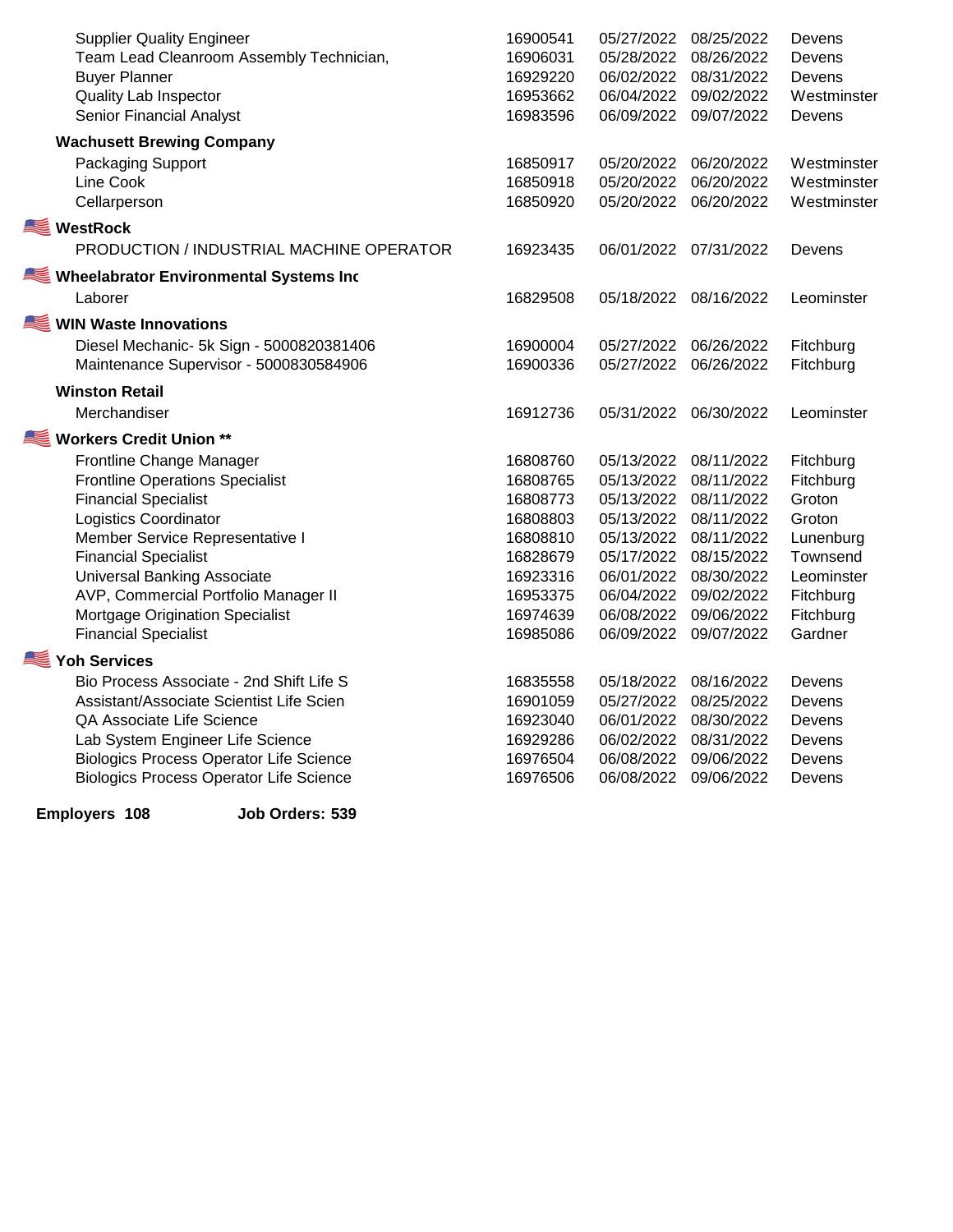| | | | | |
|---|---|---|---|---|
| Supplier Quality Engineer | 16900541 | 05/27/2022 | 08/25/2022 | Devens |
| Team Lead Cleanroom Assembly Technician, | 16906031 | 05/28/2022 | 08/26/2022 | Devens |
| Buyer Planner | 16929220 | 06/02/2022 | 08/31/2022 | Devens |
| Quality Lab Inspector | 16953662 | 06/04/2022 | 09/02/2022 | Westminster |
| Senior Financial Analyst | 16983596 | 06/09/2022 | 09/07/2022 | Devens |
| **Wachusett Brewing Company** | | | | |
| Packaging Support | 16850917 | 05/20/2022 | 06/20/2022 | Westminster |
| Line Cook | 16850918 | 05/20/2022 | 06/20/2022 | Westminster |
| Cellarperson | 16850920 | 05/20/2022 | 06/20/2022 | Westminster |
| **WestRock** | | | | |
| PRODUCTION / INDUSTRIAL MACHINE OPERATOR | 16923435 | 06/01/2022 | 07/31/2022 | Devens |
| **Wheelabrator Environmental Systems Inc** | | | | |
| Laborer | 16829508 | 05/18/2022 | 08/16/2022 | Leominster |
| **WIN Waste Innovations** | | | | |
| Diesel Mechanic- 5k Sign - 5000820381406 | 16900004 | 05/27/2022 | 06/26/2022 | Fitchburg |
| Maintenance Supervisor - 5000830584906 | 16900336 | 05/27/2022 | 06/26/2022 | Fitchburg |
| **Winston Retail** | | | | |
| Merchandiser | 16912736 | 05/31/2022 | 06/30/2022 | Leominster |
| **Workers Credit Union** ** | | | | |
| Frontline Change Manager | 16808760 | 05/13/2022 | 08/11/2022 | Fitchburg |
| Frontline Operations Specialist | 16808765 | 05/13/2022 | 08/11/2022 | Fitchburg |
| Financial Specialist | 16808773 | 05/13/2022 | 08/11/2022 | Groton |
| Logistics Coordinator | 16808803 | 05/13/2022 | 08/11/2022 | Groton |
| Member Service Representative I | 16808810 | 05/13/2022 | 08/11/2022 | Lunenburg |
| Financial Specialist | 16828679 | 05/17/2022 | 08/15/2022 | Townsend |
| Universal Banking Associate | 16923316 | 06/01/2022 | 08/30/2022 | Leominster |
| AVP, Commercial Portfolio Manager II | 16953375 | 06/04/2022 | 09/02/2022 | Fitchburg |
| Mortgage Origination Specialist | 16974639 | 06/08/2022 | 09/06/2022 | Fitchburg |
| Financial Specialist | 16985086 | 06/09/2022 | 09/07/2022 | Gardner |
| **Yoh Services** | | | | |
| Bio Process Associate - 2nd Shift Life S | 16835558 | 05/18/2022 | 08/16/2022 | Devens |
| Assistant/Associate Scientist Life Scien | 16901059 | 05/27/2022 | 08/25/2022 | Devens |
| QA Associate Life Science | 16923040 | 06/01/2022 | 08/30/2022 | Devens |
| Lab System Engineer Life Science | 16929286 | 06/02/2022 | 08/31/2022 | Devens |
| Biologics Process Operator Life Science | 16976504 | 06/08/2022 | 09/06/2022 | Devens |
| Biologics Process Operator Life Science | 16976506 | 06/08/2022 | 09/06/2022 | Devens |

**Employers 108** **Job Orders: 539**